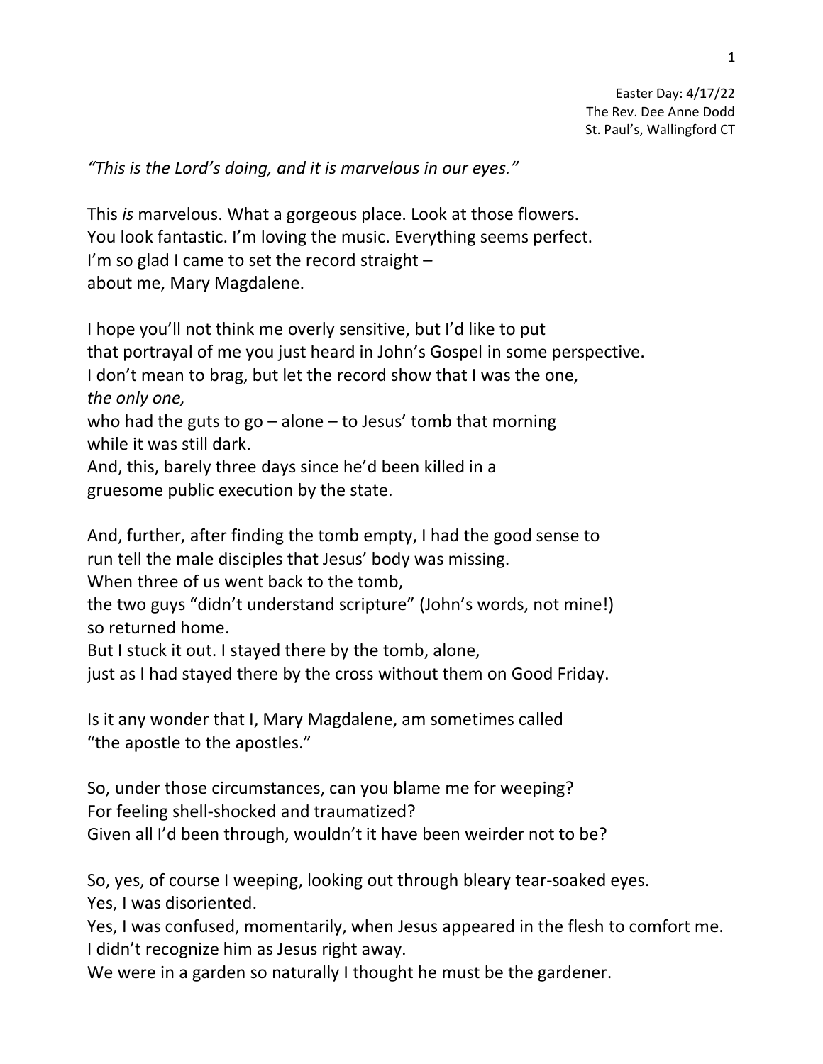Easter Day: 4/17/22  
The Rev. Dee Anne Dodd  
St. Paul's, Wallingford CT

*"This is the Lord's doing, and it is marvelous in our eyes."*

This *is* marvelous. What a gorgeous place. Look at those flowers.  
You look fantastic. I'm loving the music. Everything seems perfect.  
I'm so glad I came to set the record straight –  
about me, Mary Magdalene.

I hope you'll not think me overly sensitive, but I'd like to put  
that portrayal of me you just heard in John's Gospel in some perspective.  
I don't mean to brag, but let the record show that I was the one,  
*the only one,*  
who had the guts to go – alone – to Jesus' tomb that morning  
while it was still dark.  
And, this, barely three days since he'd been killed in a  
gruesome public execution by the state.

And, further, after finding the tomb empty, I had the good sense to  
run tell the male disciples that Jesus' body was missing.  
When three of us went back to the tomb,  
the two guys "didn't understand scripture" (John's words, not mine!)  
so returned home.  
But I stuck it out. I stayed there by the tomb, alone,  
just as I had stayed there by the cross without them on Good Friday.

Is it any wonder that I, Mary Magdalene, am sometimes called  
"the apostle to the apostles."

So, under those circumstances, can you blame me for weeping?  
For feeling shell-shocked and traumatized?  
Given all I'd been through, wouldn't it have been weirder not to be?

So, yes, of course I weeping, looking out through bleary tear-soaked eyes.  
Yes, I was disoriented.  
Yes, I was confused, momentarily, when Jesus appeared in the flesh to comfort me.  
I didn't recognize him as Jesus right away.  
We were in a garden so naturally I thought he must be the gardener.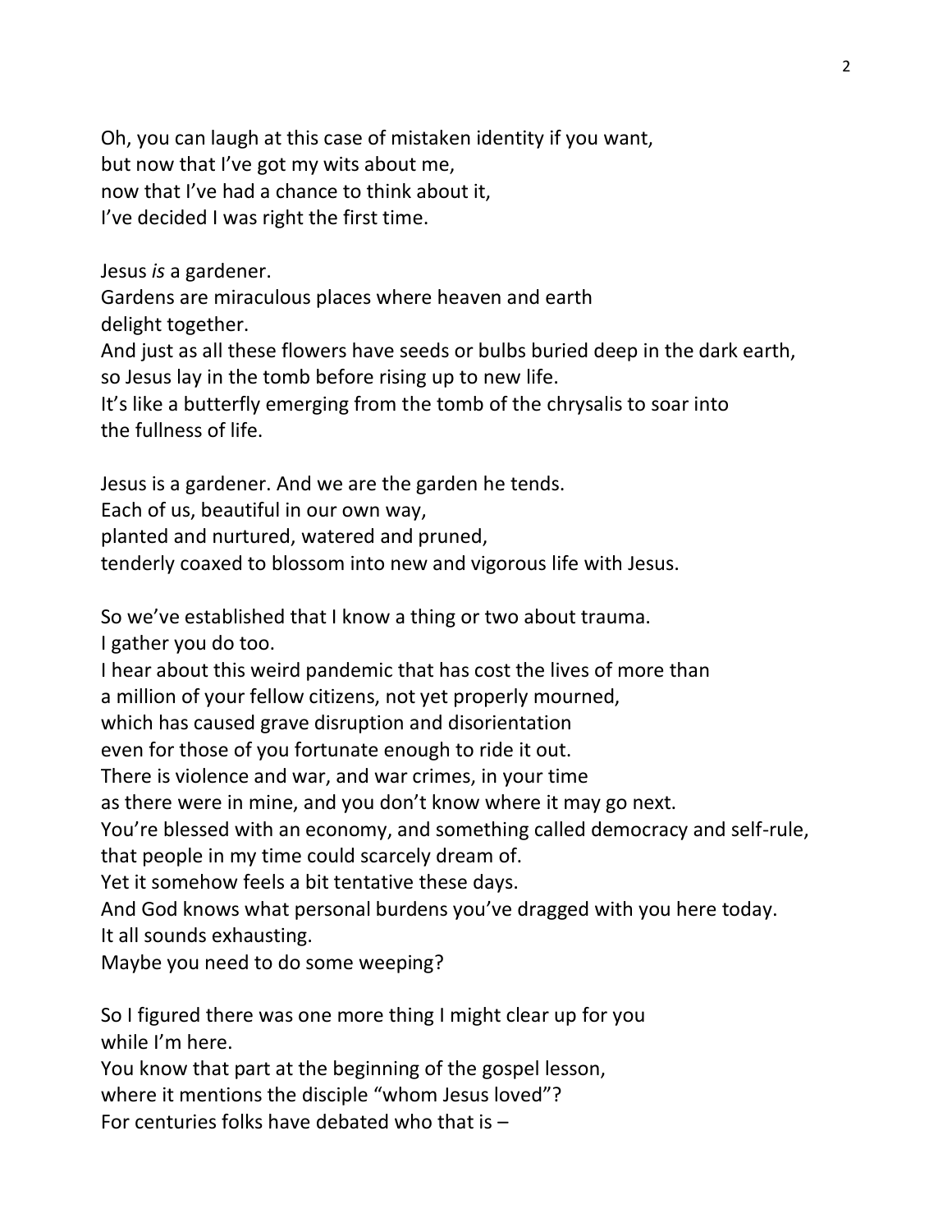Oh, you can laugh at this case of mistaken identity if you want,
but now that I've got my wits about me,
now that I've had a chance to think about it,
I've decided I was right the first time.

Jesus *is* a gardener.
Gardens are miraculous places where heaven and earth
delight together.
And just as all these flowers have seeds or bulbs buried deep in the dark earth,
so Jesus lay in the tomb before rising up to new life.
It's like a butterfly emerging from the tomb of the chrysalis to soar into
the fullness of life.

Jesus is a gardener. And we are the garden he tends.
Each of us, beautiful in our own way,
planted and nurtured, watered and pruned,
tenderly coaxed to blossom into new and vigorous life with Jesus.

So we've established that I know a thing or two about trauma.
I gather you do too.
I hear about this weird pandemic that has cost the lives of more than
a million of your fellow citizens, not yet properly mourned,
which has caused grave disruption and disorientation
even for those of you fortunate enough to ride it out.
There is violence and war, and war crimes, in your time
as there were in mine, and you don't know where it may go next.
You're blessed with an economy, and something called democracy and self-rule,
that people in my time could scarcely dream of.
Yet it somehow feels a bit tentative these days.
And God knows what personal burdens you've dragged with you here today.
It all sounds exhausting.
Maybe you need to do some weeping?

So I figured there was one more thing I might clear up for you
while I'm here.
You know that part at the beginning of the gospel lesson,
where it mentions the disciple "whom Jesus loved"?
For centuries folks have debated who that is –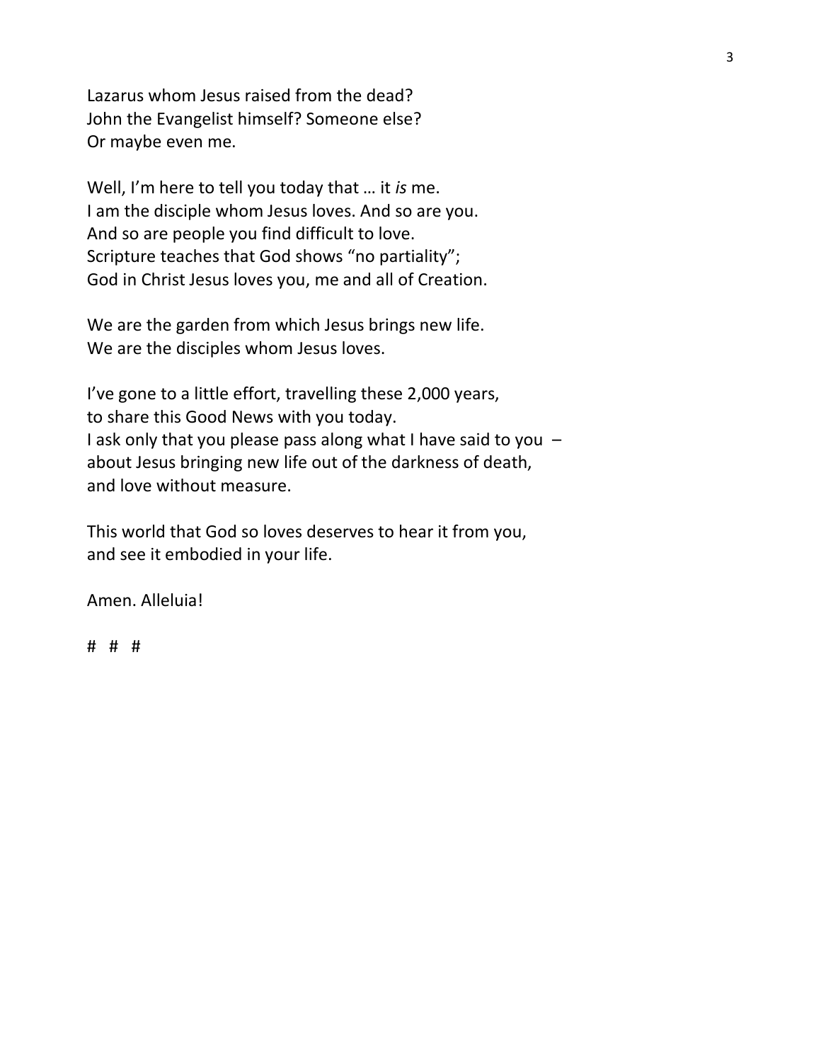Lazarus whom Jesus raised from the dead?
John the Evangelist himself? Someone else?
Or maybe even me.

Well, I'm here to tell you today that … it *is* me.
I am the disciple whom Jesus loves. And so are you.
And so are people you find difficult to love.
Scripture teaches that God shows "no partiality";
God in Christ Jesus loves you, me and all of Creation.

We are the garden from which Jesus brings new life.
We are the disciples whom Jesus loves.

I've gone to a little effort, travelling these 2,000 years,
to share this Good News with you today.
I ask only that you please pass along what I have said to you –
about Jesus bringing new life out of the darkness of death,
and love without measure.

This world that God so loves deserves to hear it from you,
and see it embodied in your life.

Amen. Alleluia!

# # #